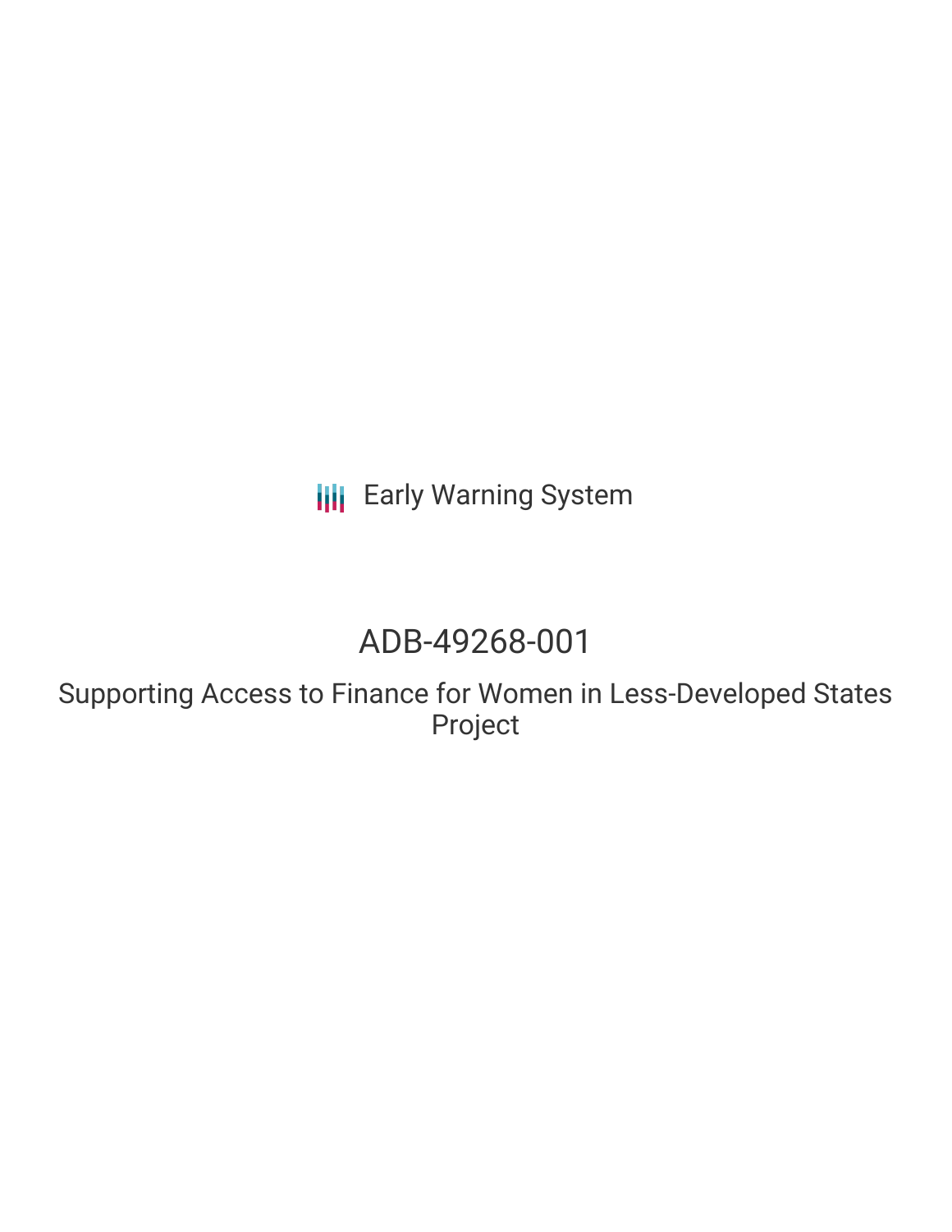Early Warning System

# ADB-49268-001

## Supporting Access to Finance for Women in Less-Developed States Project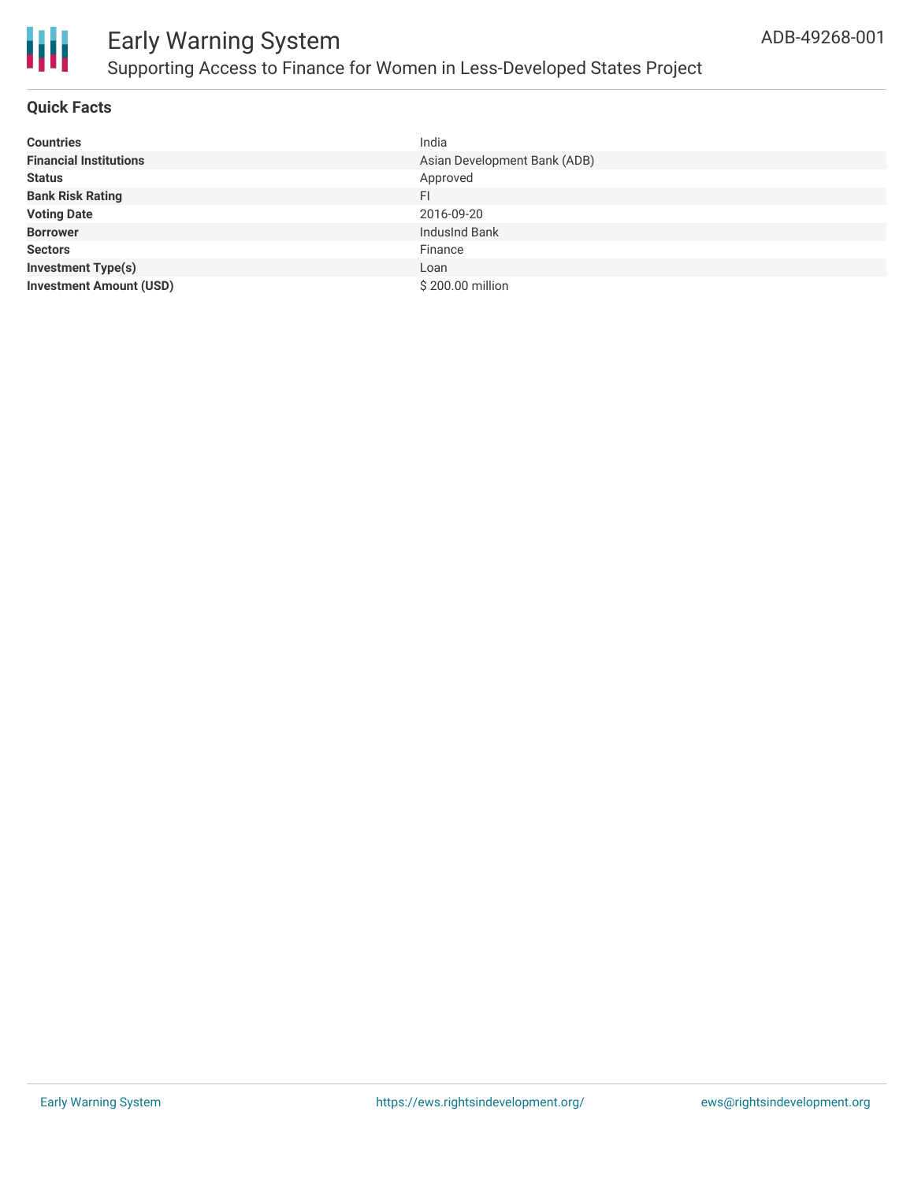# Early Warning System

## Supporting Access to Finance for Women in Less-Developed States Project

ADB-49268-001

### Quick Facts

| | |
|---|---|
| **Countries** | India |
| **Financial Institutions** | Asian Development Bank (ADB) |
| **Status** | Approved |
| **Bank Risk Rating** | FI |
| **Voting Date** | 2016-09-20 |
| **Borrower** | IndusInd Bank |
| **Sectors** | Finance |
| **Investment Type(s)** | Loan |
| **Investment Amount (USD)** | $ 200.00 million |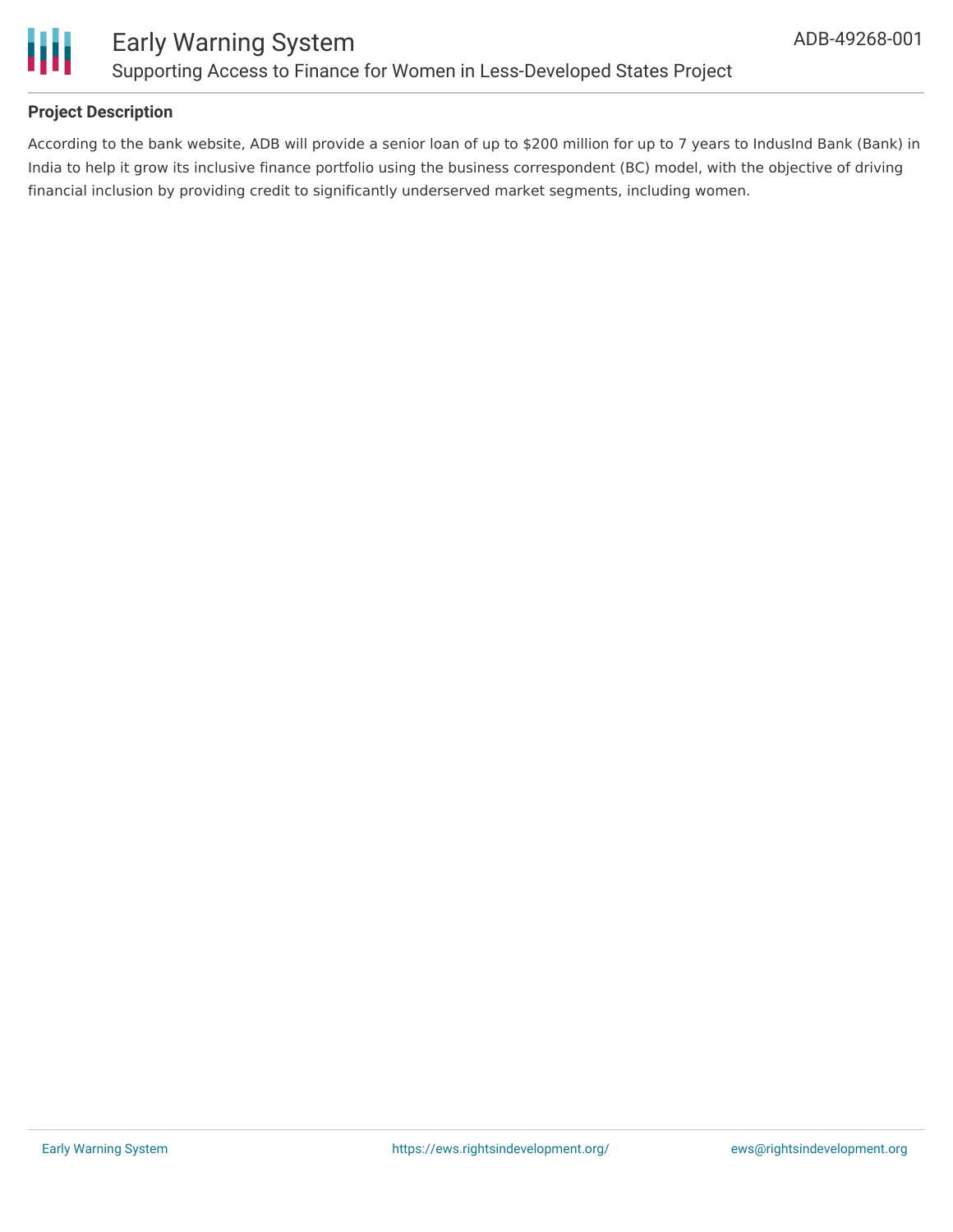### Project Description

According to the bank website, ADB will provide a senior loan of up to $200 million for up to 7 years to IndusInd Bank (Bank) in India to help it grow its inclusive finance portfolio using the business correspondent (BC) model, with the objective of driving financial inclusion by providing credit to significantly underserved market segments, including women.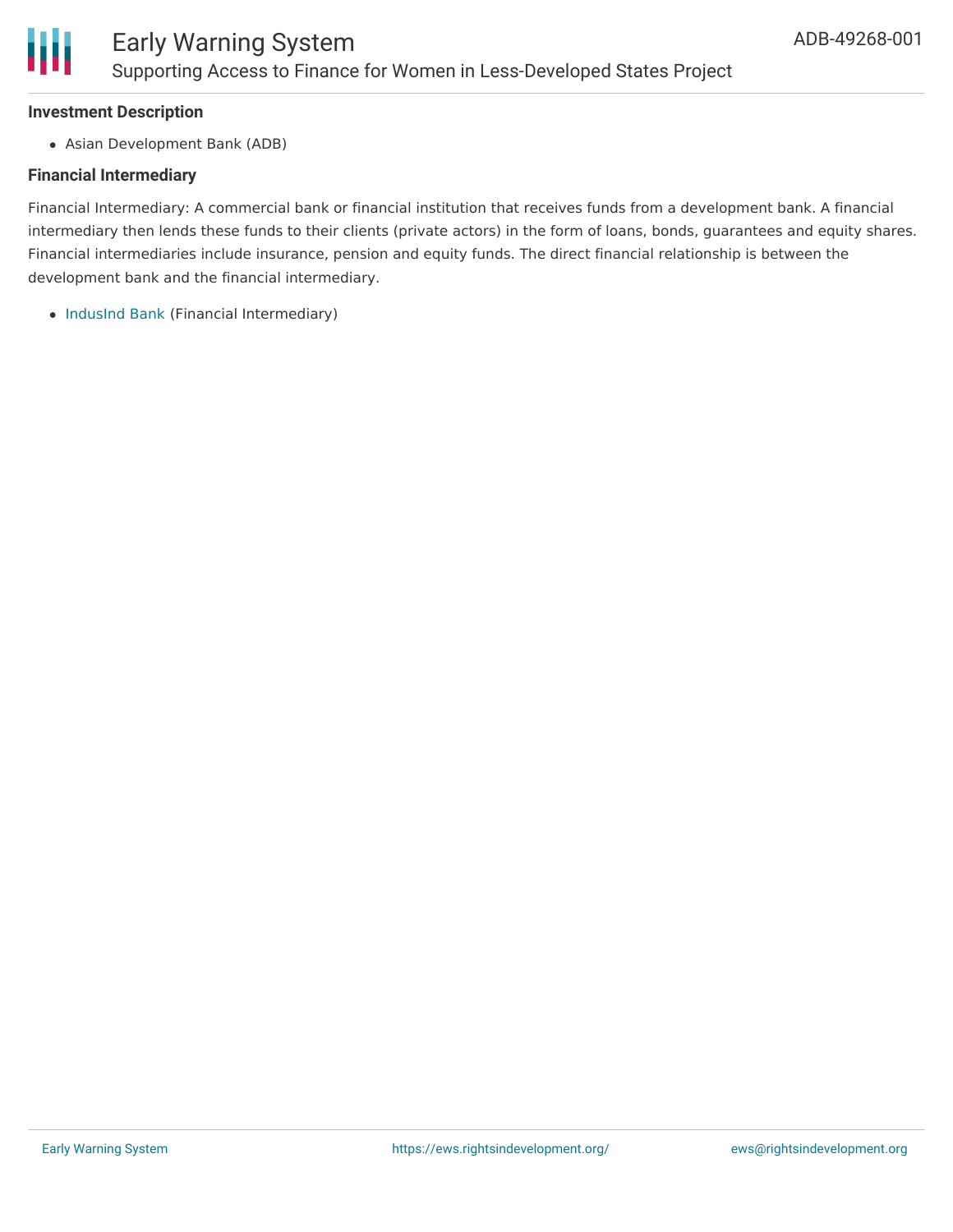**Investment Description**

- Asian Development Bank (ADB)

**Financial Intermediary**

Financial Intermediary: A commercial bank or financial institution that receives funds from a development bank. A financial intermediary then lends these funds to their clients (private actors) in the form of loans, bonds, guarantees and equity shares. Financial intermediaries include insurance, pension and equity funds. The direct financial relationship is between the development bank and the financial intermediary.

- IndusInd Bank (Financial Intermediary)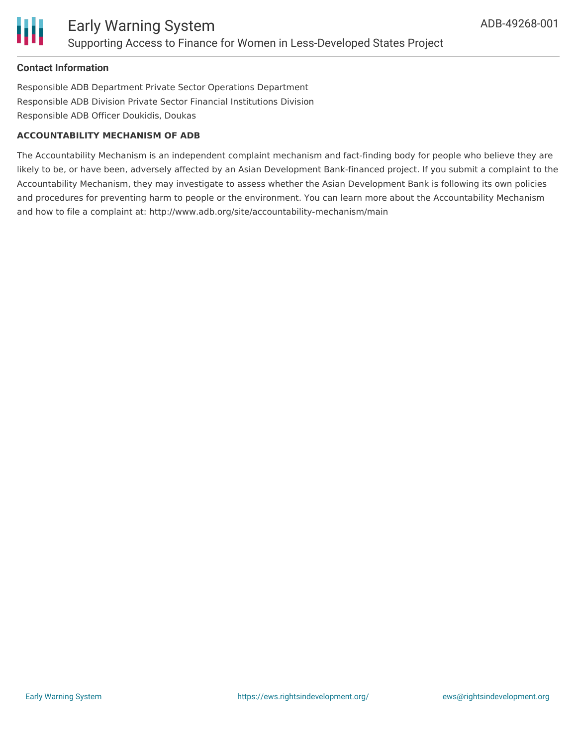#### Contact Information

Responsible ADB Department Private Sector Operations Department
Responsible ADB Division Private Sector Financial Institutions Division
Responsible ADB Officer Doukidis, Doukas

**ACCOUNTABILITY MECHANISM OF ADB**

The Accountability Mechanism is an independent complaint mechanism and fact-finding body for people who believe they are likely to be, or have been, adversely affected by an Asian Development Bank-financed project. If you submit a complaint to the Accountability Mechanism, they may investigate to assess whether the Asian Development Bank is following its own policies and procedures for preventing harm to people or the environment. You can learn more about the Accountability Mechanism and how to file a complaint at: http://www.adb.org/site/accountability-mechanism/main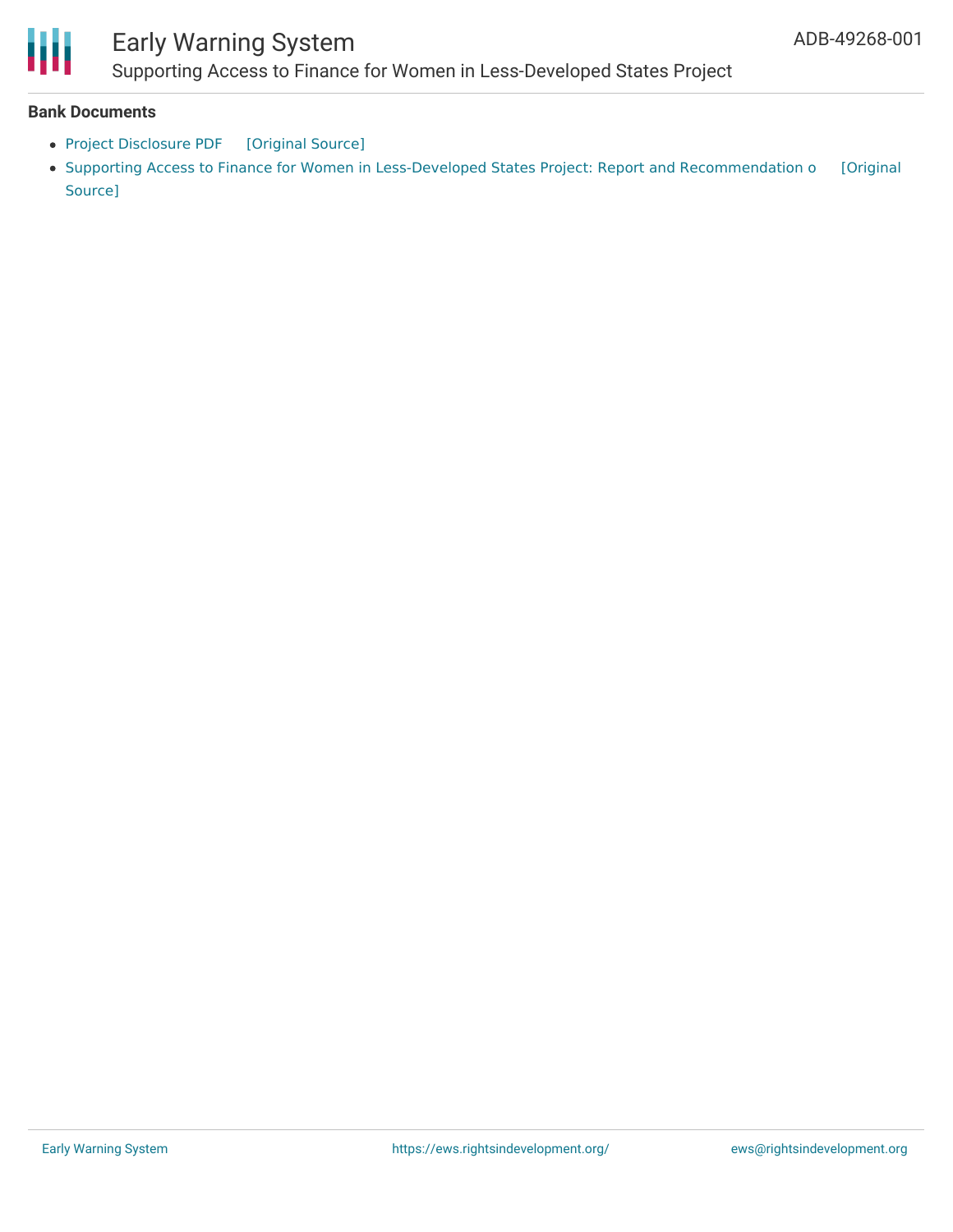**Bank Documents**

- Project Disclosure PDF [Original Source]
- Supporting Access to Finance for Women in Less-Developed States Project: Report and Recommendation o [Original Source]